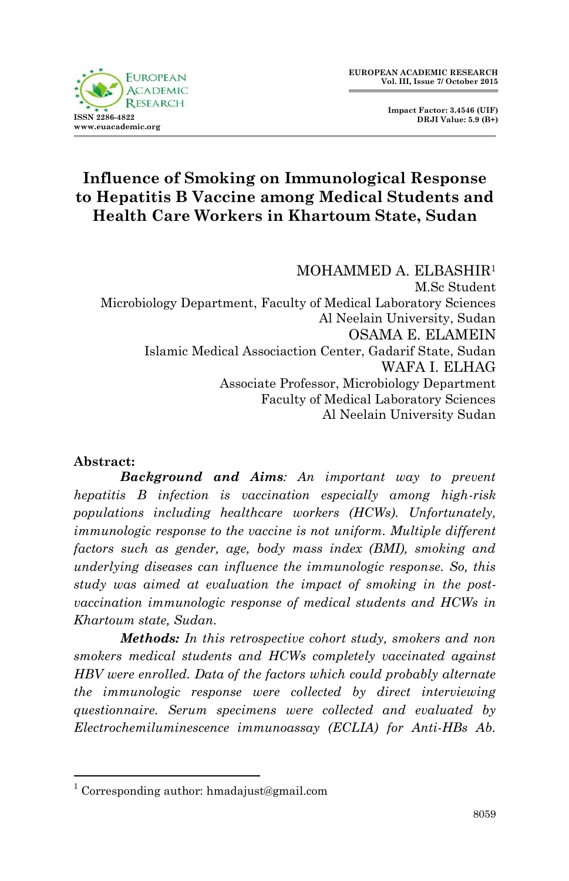# Influence of Smoking on Immunological Response to Hepatitis B Vaccine among Medical Students and Health Care Workers in Khartoum State, Sudan

MOHAMMED A. ELBASHIR[1]
M.Sc Student
Microbiology Department, Faculty of Medical Laboratory Sciences
Al Neelain University, Sudan

OSAMA E. ELAMEIN
Islamic Medical Associaction Center, Gadarif State, Sudan

WAFA I. ELHAG
Associate Professor, Microbiology Department
Faculty of Medical Laboratory Sciences
Al Neelain University Sudan

**Abstract:**

***Background and Aims****: An important way to prevent hepatitis B infection is vaccination especially among high-risk populations including healthcare workers (HCWs). Unfortunately, immunologic response to the vaccine is not uniform. Multiple different factors such as gender, age, body mass index (BMI), smoking and underlying diseases can influence the immunologic response. So, this study was aimed at evaluation the impact of smoking in the post-vaccination immunologic response of medical students and HCWs in Khartoum state, Sudan.*

***Methods:*** *In this retrospective cohort study, smokers and non smokers medical students and HCWs completely vaccinated against HBV were enrolled. Data of the factors which could probably alternate the immunologic response were collected by direct interviewing questionnaire. Serum specimens were collected and evaluated by Electrochemiluminescence immunoassay (ECLIA) for Anti-HBs Ab.*

[1] Corresponding author: hmadajust@gmail.com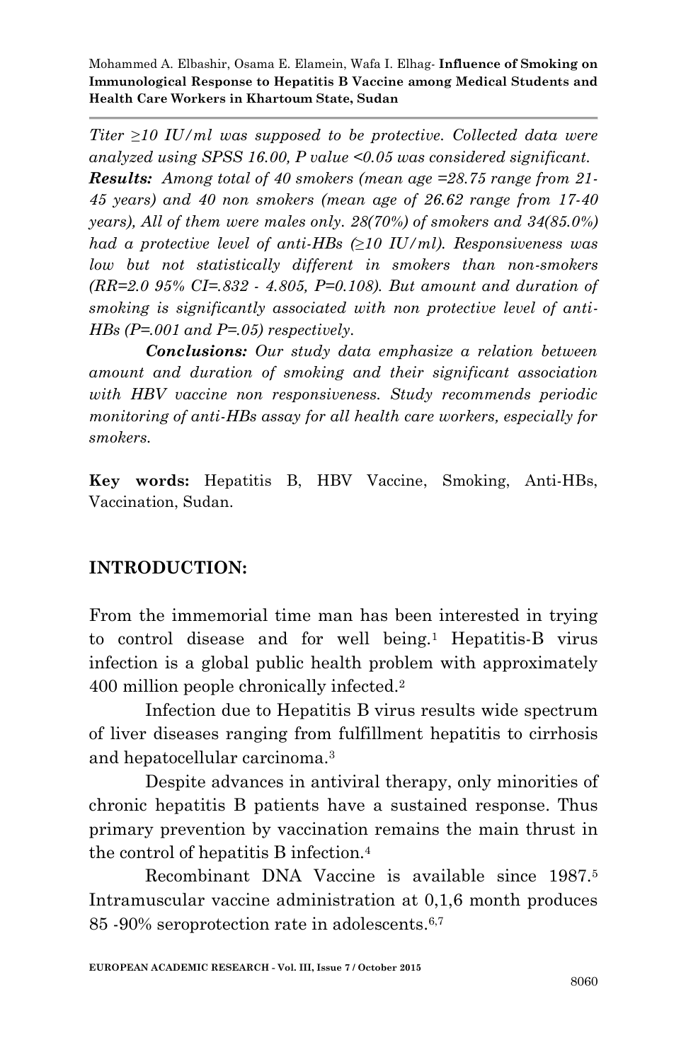*Titer ≥10 IU/ml was supposed to be protective. Collected data were analyzed using SPSS 16.00, P value <0.05 was considered significant.*

***Results:*** *Among total of 40 smokers (mean age =28.75 range from 21-45 years) and 40 non smokers (mean age of 26.62 range from 17-40 years), All of them were males only. 28(70%) of smokers and 34(85.0%) had a protective level of anti-HBs (≥10 IU/ml). Responsiveness was low but not statistically different in smokers than non-smokers (RR=2.0 95% CI=.832 - 4.805, P=0.108). But amount and duration of smoking is significantly associated with non protective level of anti-HBs (P=.001 and P=.05) respectively.*

***Conclusions:*** *Our study data emphasize a relation between amount and duration of smoking and their significant association with HBV vaccine non responsiveness. Study recommends periodic monitoring of anti-HBs assay for all health care workers, especially for smokers.*

**Key words:** Hepatitis B, HBV Vaccine, Smoking, Anti-HBs, Vaccination, Sudan.

## INTRODUCTION:

From the immemorial time man has been interested in trying to control disease and for well being.[1] Hepatitis-B virus infection is a global public health problem with approximately 400 million people chronically infected.[2]

Infection due to Hepatitis B virus results wide spectrum of liver diseases ranging from fulfillment hepatitis to cirrhosis and hepatocellular carcinoma.[3]

Despite advances in antiviral therapy, only minorities of chronic hepatitis B patients have a sustained response. Thus primary prevention by vaccination remains the main thrust in the control of hepatitis B infection.[4]

Recombinant DNA Vaccine is available since 1987.[5] Intramuscular vaccine administration at 0,1,6 month produces 85 -90% seroprotection rate in adolescents.[6,7]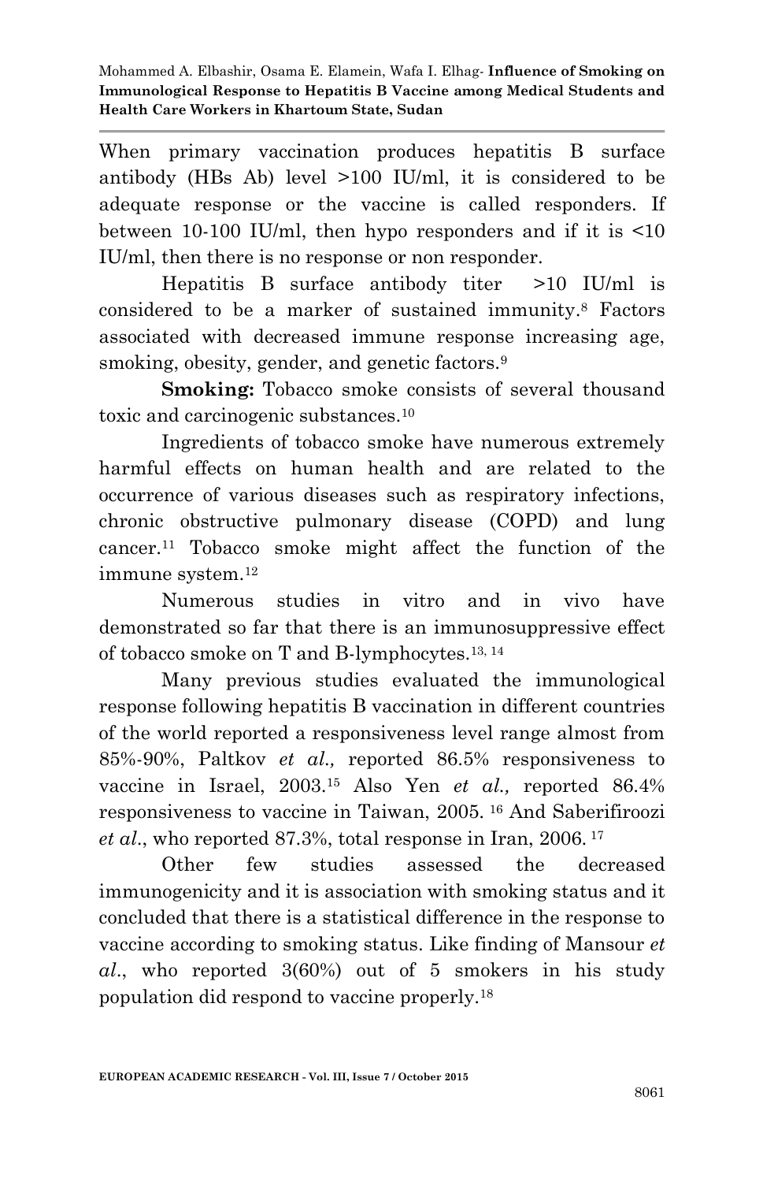When primary vaccination produces hepatitis B surface antibody (HBs Ab) level >100 IU/ml, it is considered to be adequate response or the vaccine is called responders. If between 10-100 IU/ml, then hypo responders and if it is <10 IU/ml, then there is no response or non responder.

Hepatitis B surface antibody titer >10 IU/ml is considered to be a marker of sustained immunity.[8] Factors associated with decreased immune response increasing age, smoking, obesity, gender, and genetic factors.[9]

**Smoking:** Tobacco smoke consists of several thousand toxic and carcinogenic substances.[10]

Ingredients of tobacco smoke have numerous extremely harmful effects on human health and are related to the occurrence of various diseases such as respiratory infections, chronic obstructive pulmonary disease (COPD) and lung cancer.[11] Tobacco smoke might affect the function of the immune system.[12]

Numerous studies in vitro and in vivo have demonstrated so far that there is an immunosuppressive effect of tobacco smoke on T and B-lymphocytes.[13, 14]

Many previous studies evaluated the immunological response following hepatitis B vaccination in different countries of the world reported a responsiveness level range almost from 85%-90%, Paltkov *et al.,* reported 86.5% responsiveness to vaccine in Israel, 2003.[15] Also Yen *et al.,* reported 86.4% responsiveness to vaccine in Taiwan, 2005. [16] And Saberifiroozi *et al*., who reported 87.3%, total response in Iran, 2006. [17]

Other few studies assessed the decreased immunogenicity and it is association with smoking status and it concluded that there is a statistical difference in the response to vaccine according to smoking status. Like finding of Mansour *et al*., who reported 3(60%) out of 5 smokers in his study population did respond to vaccine properly.[18]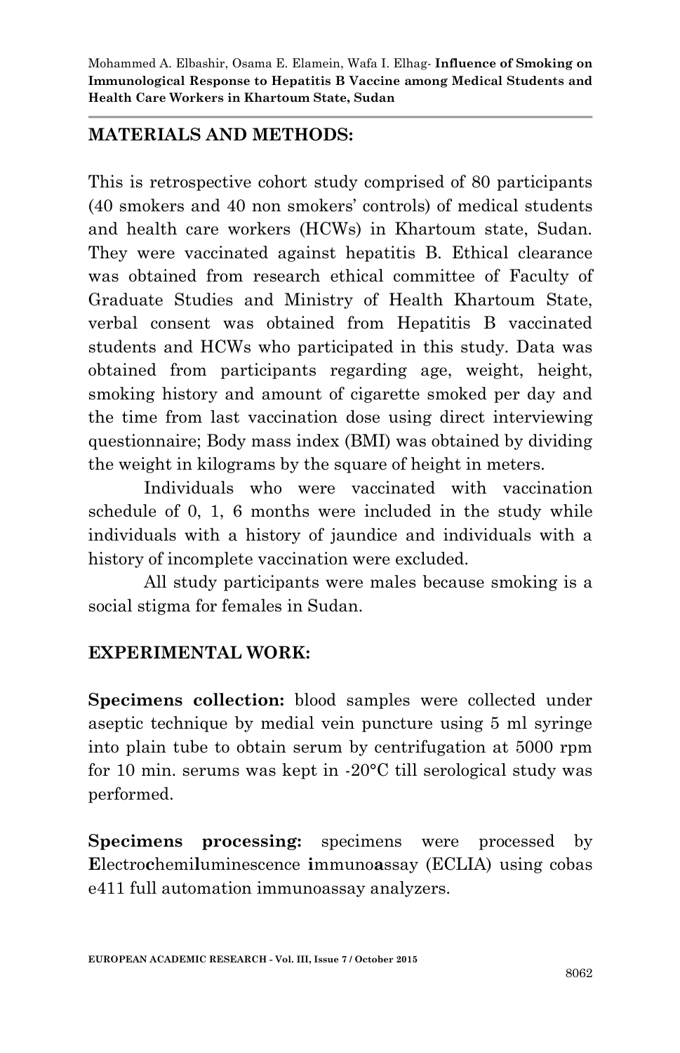## MATERIALS AND METHODS:

This is retrospective cohort study comprised of 80 participants (40 smokers and 40 non smokers' controls) of medical students and health care workers (HCWs) in Khartoum state, Sudan. They were vaccinated against hepatitis B. Ethical clearance was obtained from research ethical committee of Faculty of Graduate Studies and Ministry of Health Khartoum State, verbal consent was obtained from Hepatitis B vaccinated students and HCWs who participated in this study. Data was obtained from participants regarding age, weight, height, smoking history and amount of cigarette smoked per day and the time from last vaccination dose using direct interviewing questionnaire; Body mass index (BMI) was obtained by dividing the weight in kilograms by the square of height in meters.

Individuals who were vaccinated with vaccination schedule of 0, 1, 6 months were included in the study while individuals with a history of jaundice and individuals with a history of incomplete vaccination were excluded.

All study participants were males because smoking is a social stigma for females in Sudan.

## EXPERIMENTAL WORK:

**Specimens collection:** blood samples were collected under aseptic technique by medial vein puncture using 5 ml syringe into plain tube to obtain serum by centrifugation at 5000 rpm for 10 min. serums was kept in -20°C till serological study was performed.

**Specimens processing:** specimens were processed by **E**lectro**c**hemi**l**uminescence **i**mmuno**a**ssay (ECLIA) using cobas e411 full automation immunoassay analyzers.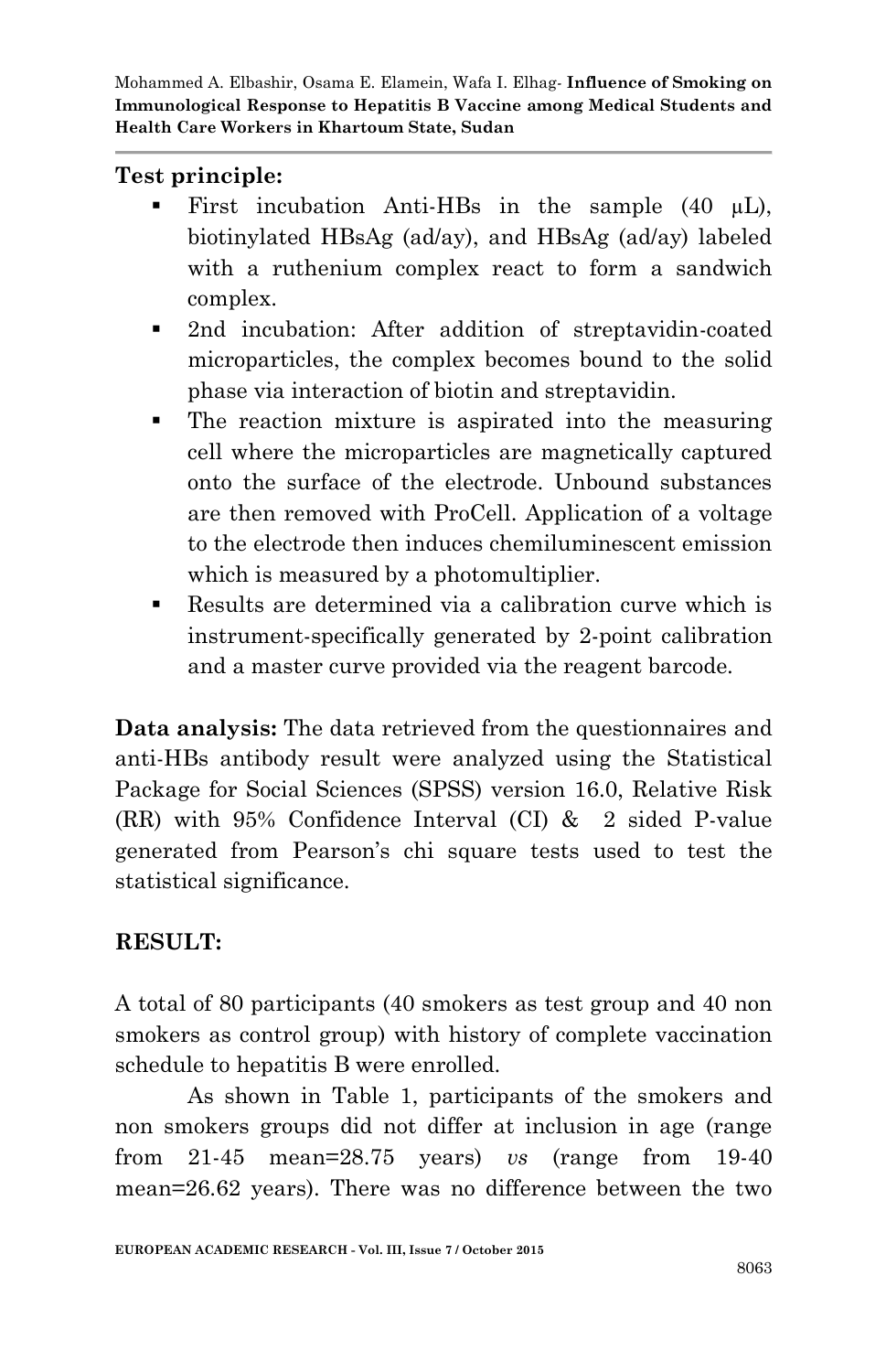**Test principle:**

- First incubation Anti-HBs in the sample (40 μL), biotinylated HBsAg (ad/ay), and HBsAg (ad/ay) labeled with a ruthenium complex react to form a sandwich complex.
- 2nd incubation: After addition of streptavidin-coated microparticles, the complex becomes bound to the solid phase via interaction of biotin and streptavidin.
- The reaction mixture is aspirated into the measuring cell where the microparticles are magnetically captured onto the surface of the electrode. Unbound substances are then removed with ProCell. Application of a voltage to the electrode then induces chemiluminescent emission which is measured by a photomultiplier.
- Results are determined via a calibration curve which is instrument-specifically generated by 2-point calibration and a master curve provided via the reagent barcode.

**Data analysis:** The data retrieved from the questionnaires and anti-HBs antibody result were analyzed using the Statistical Package for Social Sciences (SPSS) version 16.0, Relative Risk (RR) with 95% Confidence Interval (CI) & 2 sided P-value generated from Pearson's chi square tests used to test the statistical significance.

## RESULT:

A total of 80 participants (40 smokers as test group and 40 non smokers as control group) with history of complete vaccination schedule to hepatitis B were enrolled.

As shown in Table 1, participants of the smokers and non smokers groups did not differ at inclusion in age (range from 21-45 mean=28.75 years) *vs* (range from 19-40 mean=26.62 years). There was no difference between the two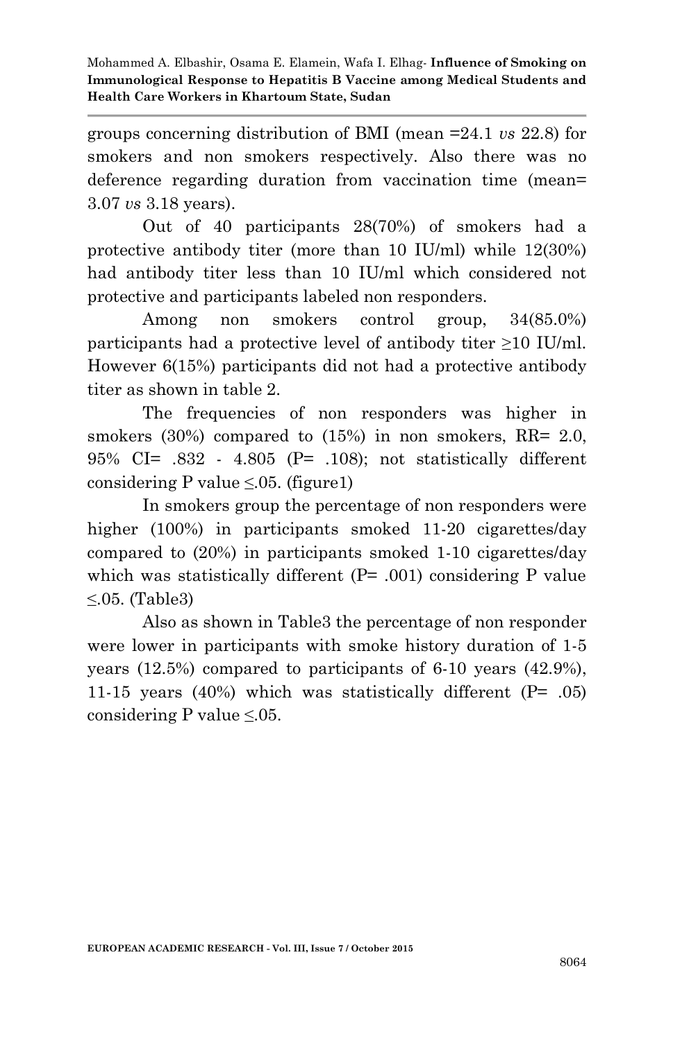groups concerning distribution of BMI (mean =24.1 *vs* 22.8) for smokers and non smokers respectively. Also there was no deference regarding duration from vaccination time (mean= 3.07 *vs* 3.18 years).

Out of 40 participants 28(70%) of smokers had a protective antibody titer (more than 10 IU/ml) while 12(30%) had antibody titer less than 10 IU/ml which considered not protective and participants labeled non responders.

Among non smokers control group, 34(85.0%) participants had a protective level of antibody titer ≥10 IU/ml. However 6(15%) participants did not had a protective antibody titer as shown in table 2.

The frequencies of non responders was higher in smokers (30%) compared to (15%) in non smokers, RR= 2.0, 95% CI= .832 - 4.805 (P= .108); not statistically different considering P value ≤.05. (figure1)

In smokers group the percentage of non responders were higher (100%) in participants smoked 11-20 cigarettes/day compared to (20%) in participants smoked 1-10 cigarettes/day which was statistically different (P= .001) considering P value ≤.05. (Table3)

Also as shown in Table3 the percentage of non responder were lower in participants with smoke history duration of 1-5 years (12.5%) compared to participants of 6-10 years (42.9%), 11-15 years (40%) which was statistically different (P= .05) considering P value ≤.05.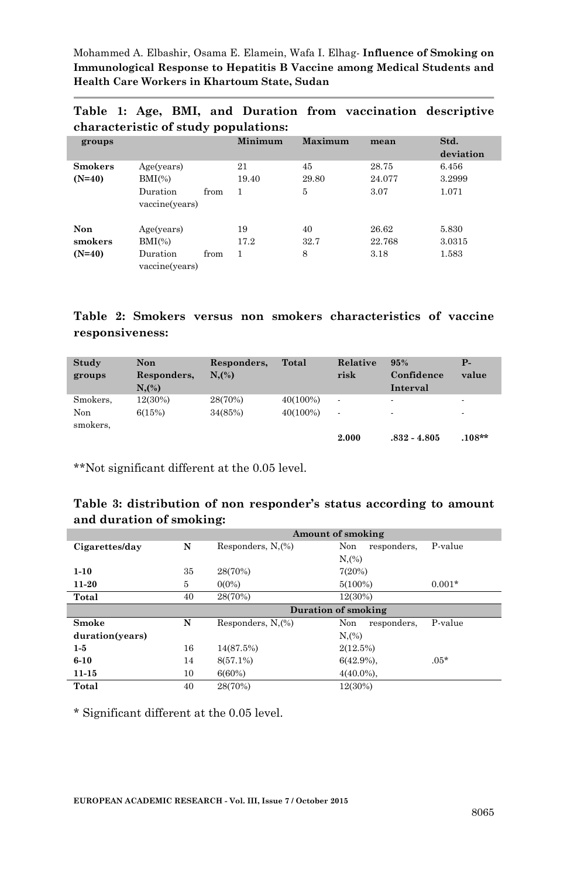**Table 1: Age, BMI, and Duration from vaccination descriptive characteristic of study populations:**

| groups | | Minimum | Maximum | mean | Std. deviation |
|---|---|---|---|---|---|
| **Smokers (N=40)** | Age(years) | 21 | 45 | 28.75 | 6.456 |
| | BMI(%) | 19.40 | 29.80 | 24.077 | 3.2999 |
| | Duration from vaccine(years) | 1 | 5 | 3.07 | 1.071 |
| **Non smokers (N=40)** | Age(years) | 19 | 40 | 26.62 | 5.830 |
| | BMI(%) | 17.2 | 32.7 | 22.768 | 3.0315 |
| | Duration from vaccine(years) | 1 | 8 | 3.18 | 1.583 |

**Table 2: Smokers versus non smokers characteristics of vaccine responsiveness:**

| Study groups | Non Responders, N,(%) | Responders, N,(%) | Total | Relative risk | 95% Confidence Interval | P-value |
|---|---|---|---|---|---|---|
| Smokers, | 12(30%) | 28(70%) | 40(100%) | - | - | - |
| Non smokers, | 6(15%) | 34(85%) | 40(100%) | - | - | - |
| | | | | **2.000** | **.832 - 4.805** | **.108**** |

**Not significant different at the 0.05 level.

**Table 3: distribution of non responder's status according to amount and duration of smoking:**

| | | Amount of smoking | | |
|---|---|---|---|---|
| **Cigarettes/day** | **N** | Responders, N,(%) | Non responders, N,(%) | P-value |
| **1-10** | 35 | 28(70%) | 7(20%) | |
| **11-20** | 5 | 0(0%) | 5(100%) | 0.001* |
| **Total** | 40 | 28(70%) | 12(30%) | |
| | | **Duration of smoking** | | |
| **Smoke duration(years)** | **N** | Responders, N,(%) | Non responders, N,(%) | P-value |
| **1-5** | 16 | 14(87.5%) | 2(12.5%) | |
| **6-10** | 14 | 8(57.1%) | 6(42.9%), | .05* |
| **11-15** | 10 | 6(60%) | 4(40.0%), | |
| **Total** | 40 | 28(70%) | 12(30%) | |

* Significant different at the 0.05 level.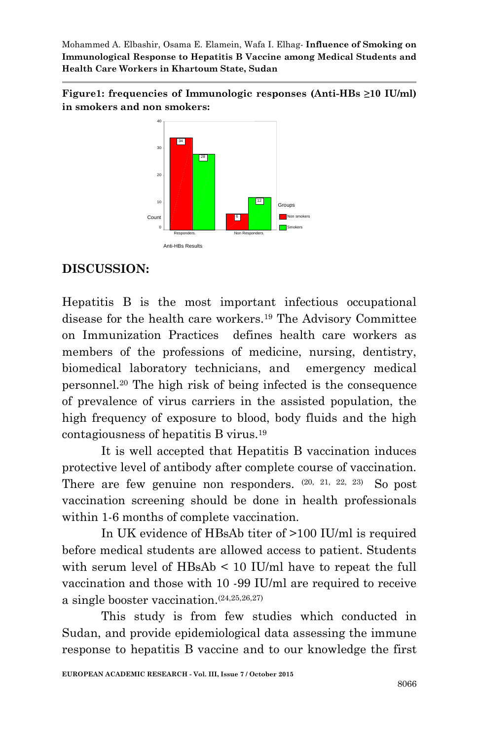**Figure1: frequencies of Immunologic responses (Anti-HBs ≥10 IU/ml) in smokers and non smokers:**

## DISCUSSION:

Hepatitis B is the most important infectious occupational disease for the health care workers.[19] The Advisory Committee on Immunization Practices defines health care workers as members of the professions of medicine, nursing, dentistry, biomedical laboratory technicians, and emergency medical personnel.[20] The high risk of being infected is the consequence of prevalence of virus carriers in the assisted population, the high frequency of exposure to blood, body fluids and the high contagiousness of hepatitis B virus.[19]

It is well accepted that Hepatitis B vaccination induces protective level of antibody after complete course of vaccination. There are few genuine non responders. [20, 21, 22, 23] So post vaccination screening should be done in health professionals within 1-6 months of complete vaccination.

In UK evidence of HBsAb titer of >100 IU/ml is required before medical students are allowed access to patient. Students with serum level of HBsAb < 10 IU/ml have to repeat the full vaccination and those with 10 -99 IU/ml are required to receive a single booster vaccination.[24,25,26,27]

This study is from few studies which conducted in Sudan, and provide epidemiological data assessing the immune response to hepatitis B vaccine and to our knowledge the first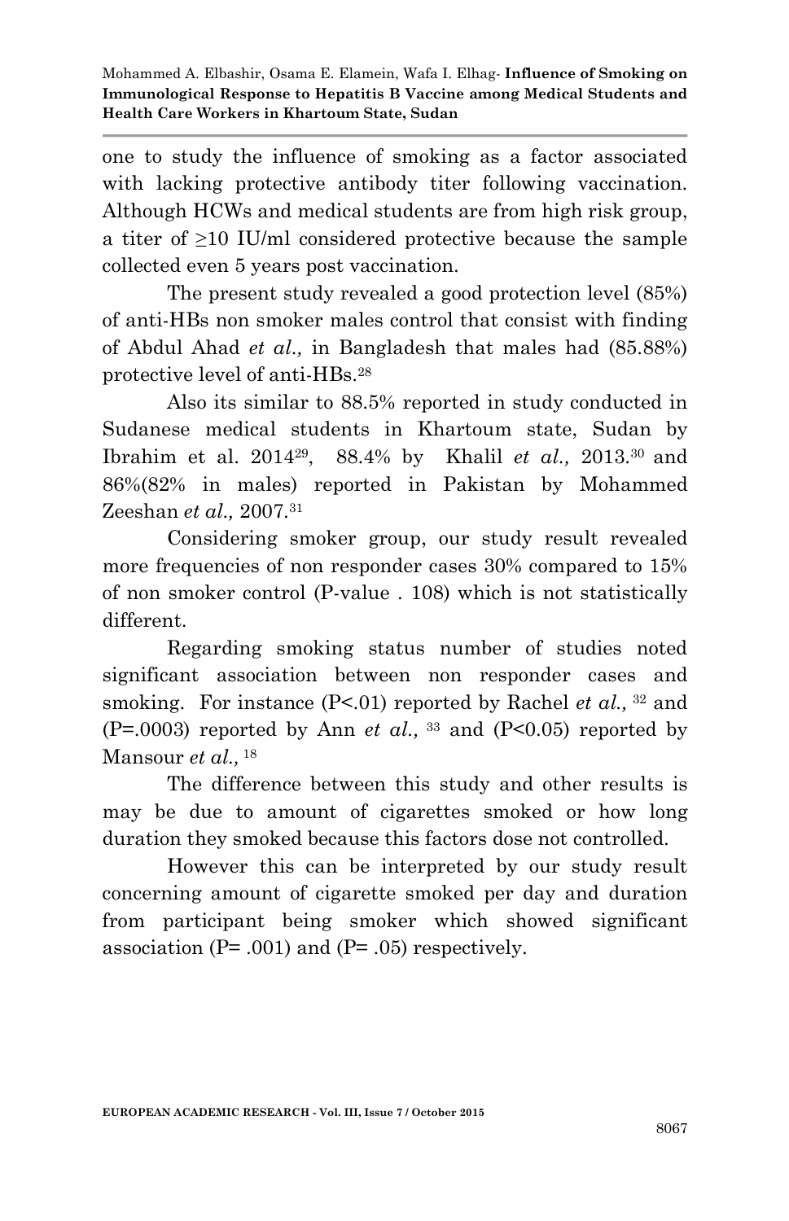one to study the influence of smoking as a factor associated with lacking protective antibody titer following vaccination. Although HCWs and medical students are from high risk group, a titer of $\geq$10 IU/ml considered protective because the sample collected even 5 years post vaccination.

The present study revealed a good protection level (85%) of anti-HBs non smoker males control that consist with finding of Abdul Ahad *et al.,* in Bangladesh that males had (85.88%) protective level of anti-HBs.[28]

Also its similar to 88.5% reported in study conducted in Sudanese medical students in Khartoum state, Sudan by Ibrahim et al. 2014[29], 88.4% by Khalil *et al.,* 2013.[30] and 86%(82% in males) reported in Pakistan by Mohammed Zeeshan *et al.,* 2007.[31]

Considering smoker group, our study result revealed more frequencies of non responder cases 30% compared to 15% of non smoker control (P-value . 108) which is not statistically different.

Regarding smoking status number of studies noted significant association between non responder cases and smoking. For instance (P<.01) reported by Rachel *et al.,* [32] and (P=.0003) reported by Ann *et al.,* [33] and (P<0.05) reported by Mansour *et al.,* [18]

The difference between this study and other results is may be due to amount of cigarettes smoked or how long duration they smoked because this factors dose not controlled.

However this can be interpreted by our study result concerning amount of cigarette smoked per day and duration from participant being smoker which showed significant association (P= .001) and (P= .05) respectively.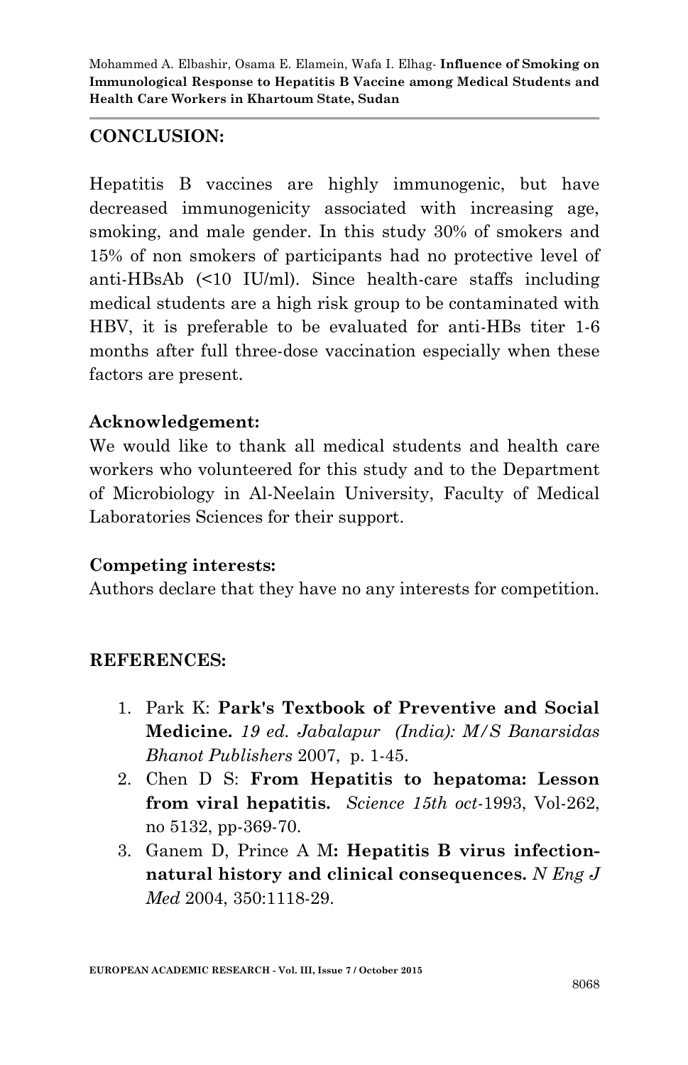## CONCLUSION:

Hepatitis B vaccines are highly immunogenic, but have decreased immunogenicity associated with increasing age, smoking, and male gender. In this study 30% of smokers and 15% of non smokers of participants had no protective level of anti-HBsAb (<10 IU/ml). Since health-care staffs including medical students are a high risk group to be contaminated with HBV, it is preferable to be evaluated for anti-HBs titer 1-6 months after full three-dose vaccination especially when these factors are present.

### Acknowledgement:

We would like to thank all medical students and health care workers who volunteered for this study and to the Department of Microbiology in Al-Neelain University, Faculty of Medical Laboratories Sciences for their support.

### Competing interests:

Authors declare that they have no any interests for competition.

## REFERENCES:

1. Park K: **Park's Textbook of Preventive and Social Medicine.** *19 ed. Jabalapur (India): M/S Banarsidas Bhanot Publishers* 2007, p. 1-45.
2. Chen D S: **From Hepatitis to hepatoma: Lesson from viral hepatitis.** *Science 15th oct*-1993, Vol-262, no 5132, pp-369-70.
3. Ganem D, Prince A M**: Hepatitis B virus infection-natural history and clinical consequences.** *N Eng J Med* 2004, 350:1118-29.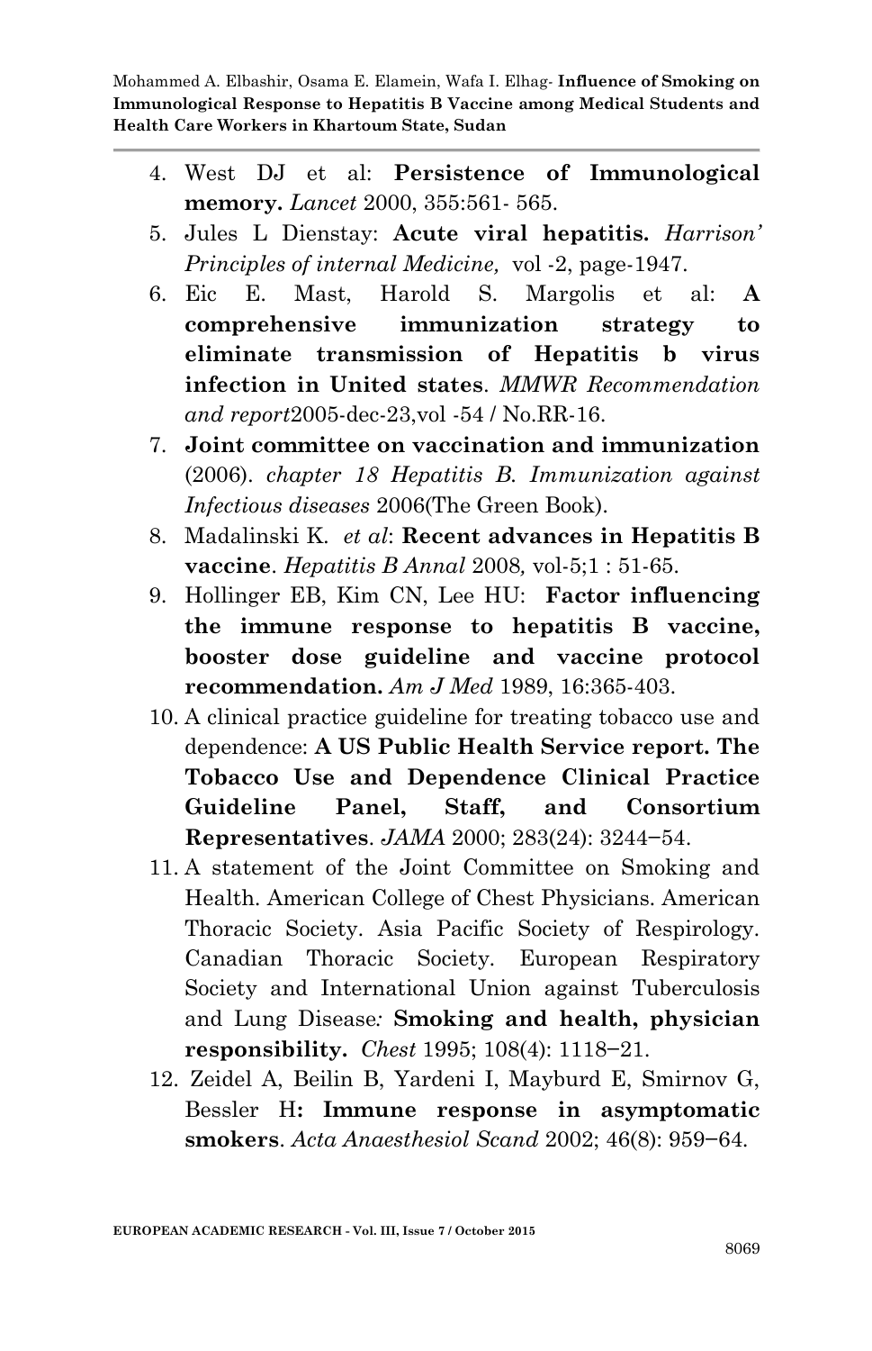4. West DJ et al: **Persistence of Immunological memory.** *Lancet* 2000, 355:561- 565.
5. Jules L Dienstay: **Acute viral hepatitis.** *Harrison' Principles of internal Medicine,* vol -2, page-1947.
6. Eic E. Mast, Harold S. Margolis et al: **A comprehensive immunization strategy to eliminate transmission of Hepatitis b virus infection in United states**. *MMWR Recommendation and report*2005-dec-23,vol -54 / No.RR-16.
7. **Joint committee on vaccination and immunization** (2006). *chapter 18 Hepatitis B. Immunization against Infectious diseases* 2006(The Green Book).
8. Madalinski K. *et al*: **Recent advances in Hepatitis B vaccine**. *Hepatitis B Annal* 2008*,* vol-5;1 : 51-65.
9. Hollinger EB, Kim CN, Lee HU: **Factor influencing the immune response to hepatitis B vaccine, booster dose guideline and vaccine protocol recommendation.** *Am J Med* 1989, 16:365-403.
10. A clinical practice guideline for treating tobacco use and dependence: **A US Public Health Service report. The Tobacco Use and Dependence Clinical Practice Guideline Panel, Staff, and Consortium Representatives**. *JAMA* 2000; 283(24): 3244–54.
11. A statement of the Joint Committee on Smoking and Health. American College of Chest Physicians. American Thoracic Society. Asia Pacific Society of Respirology. Canadian Thoracic Society. European Respiratory Society and International Union against Tuberculosis and Lung Disease*:* **Smoking and health, physician responsibility.** *Chest* 1995; 108(4): 1118–21.
12. Zeidel A, Beilin B, Yardeni I, Mayburd E, Smirnov G, Bessler H**: Immune response in asymptomatic smokers**. *Acta Anaesthesiol Scand* 2002; 46(8): 959–64.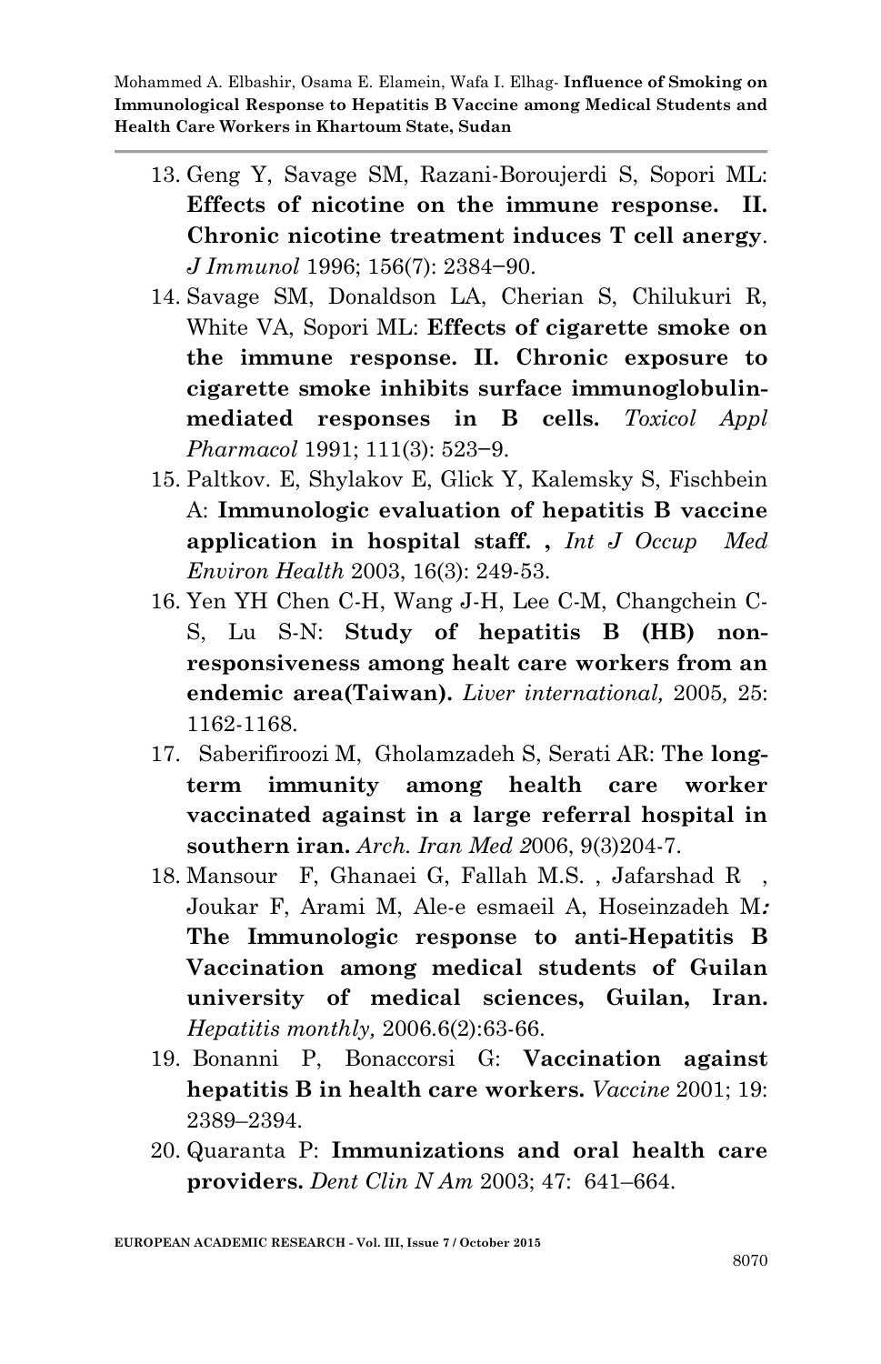13. Geng Y, Savage SM, Razani-Boroujerdi S, Sopori ML: **Effects of nicotine on the immune response. II. Chronic nicotine treatment induces T cell anergy**. *J Immunol* 1996; 156(7): 2384−90.
14. Savage SM, Donaldson LA, Cherian S, Chilukuri R, White VA, Sopori ML: **Effects of cigarette smoke on the immune response. II. Chronic exposure to cigarette smoke inhibits surface immunoglobulin-mediated responses in B cells.** *Toxicol Appl Pharmacol* 1991; 111(3): 523−9.
15. Paltkov. E, Shylakov E, Glick Y, Kalemsky S, Fischbein A: **Immunologic evaluation of hepatitis B vaccine application in hospital staff. ,** *Int J Occup Med Environ Health* 2003, 16(3): 249-53.
16. Yen YH Chen C-H, Wang J-H, Lee C-M, Changchein C-S, Lu S-N: **Study of hepatitis B (HB) non-responsiveness among healt care workers from an endemic area(Taiwan).** *Liver international,* 2005, 25: 1162-1168.
17. Saberifiroozi M, Gholamzadeh S, Serati AR: T**he long-term immunity among health care worker vaccinated against in a large referral hospital in southern iran.** *Arch. Iran Med 2*006, 9(3)204-7.
18. Mansour F, Ghanaei G, Fallah M.S. , Jafarshad R , Joukar F, Arami M, Ale-e esmaeil A, Hoseinzadeh M**: The Immunologic response to anti-Hepatitis B Vaccination among medical students of Guilan university of medical sciences, Guilan, Iran.** *Hepatitis monthly,* 2006.6(2):63-66.
19. Bonanni P, Bonaccorsi G: **Vaccination against hepatitis B in health care workers.** *Vaccine* 2001; 19: 2389–2394.
20. Quaranta P: **Immunizations and oral health care providers.** *Dent Clin N Am* 2003; 47: 641–664.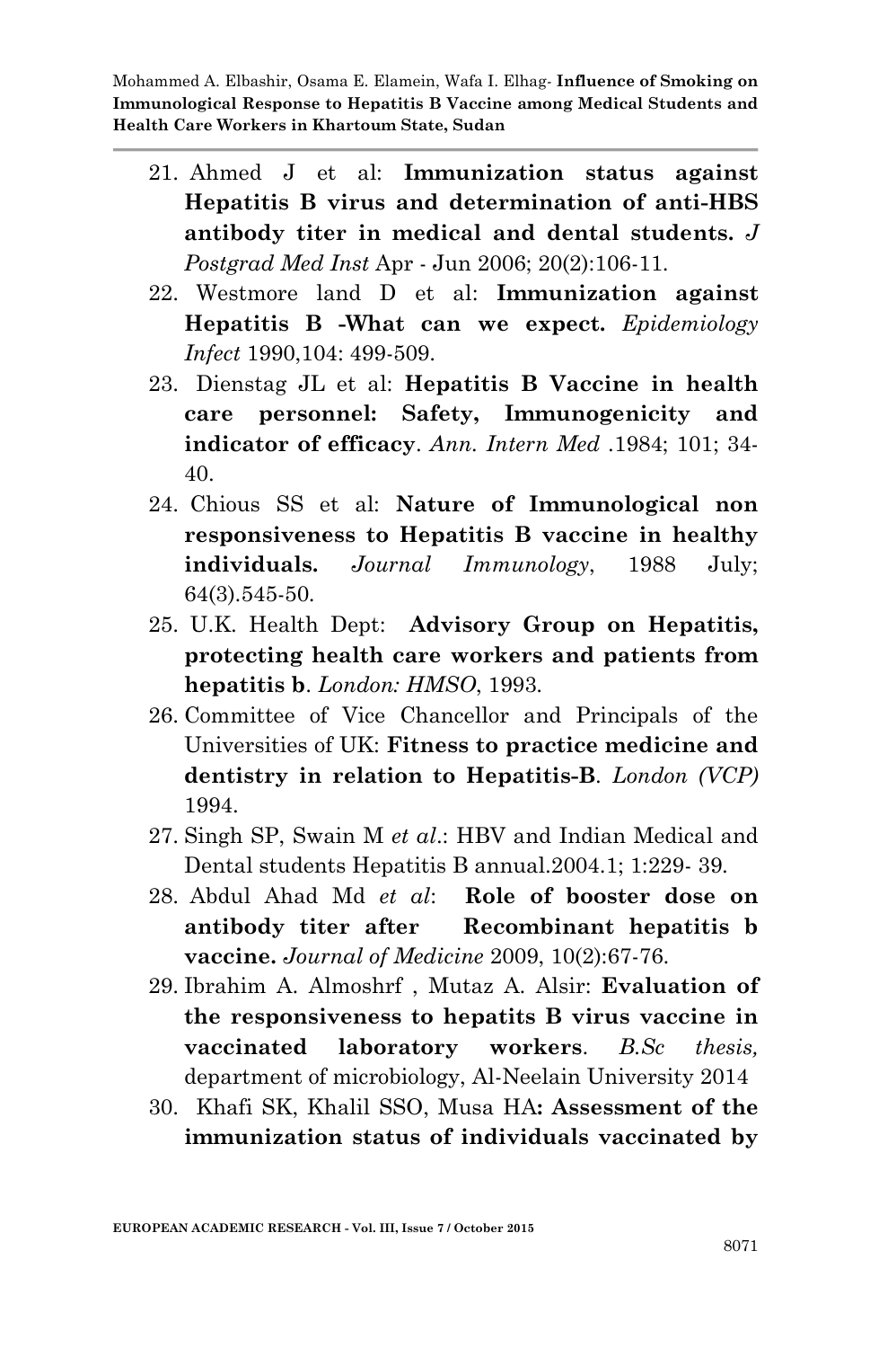21. Ahmed J et al: **Immunization status against Hepatitis B virus and determination of anti-HBS antibody titer in medical and dental students.** *J Postgrad Med Inst* Apr - Jun 2006; 20(2):106-11.
22. Westmore land D et al: **Immunization against Hepatitis B -What can we expect.** *Epidemiology Infect* 1990,104: 499-509.
23. Dienstag JL et al: **Hepatitis B Vaccine in health care personnel: Safety, Immunogenicity and indicator of efficacy**. *Ann. Intern Med* .1984; 101; 34-40.
24. Chious SS et al: **Nature of Immunological non responsiveness to Hepatitis B vaccine in healthy individuals.** *Journal Immunology*, 1988 July; 64(3).545-50.
25. U.K. Health Dept: **Advisory Group on Hepatitis, protecting health care workers and patients from hepatitis b**. *London: HMSO*, 1993.
26. Committee of Vice Chancellor and Principals of the Universities of UK: **Fitness to practice medicine and dentistry in relation to Hepatitis-B**. *London (VCP)* 1994.
27. Singh SP, Swain M *et al*.: HBV and Indian Medical and Dental students Hepatitis B annual.2004.1; 1:229- 39.
28. Abdul Ahad Md *et al*: **Role of booster dose on antibody titer after Recombinant hepatitis b vaccine.** *Journal of Medicine* 2009, 10(2):67-76.
29. Ibrahim A. Almoshrf , Mutaz A. Alsir: **Evaluation of the responsiveness to hepatits B virus vaccine in vaccinated laboratory workers**. *B.Sc thesis,* department of microbiology, Al-Neelain University 2014
30. Khafi SK, Khalil SSO, Musa HA**: Assessment of the immunization status of individuals vaccinated by**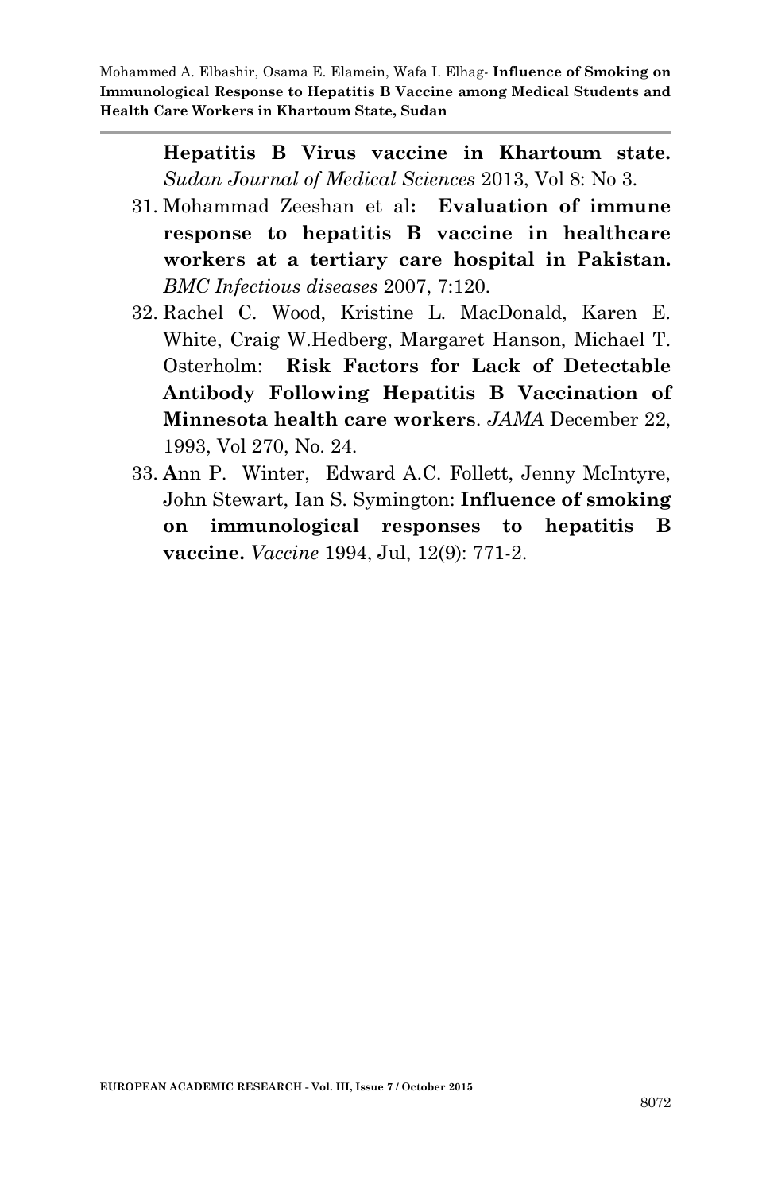**Hepatitis B Virus vaccine in Khartoum state.** *Sudan Journal of Medical Sciences* 2013, Vol 8: No 3.

31. Mohammad Zeeshan et al**: Evaluation of immune response to hepatitis B vaccine in healthcare workers at a tertiary care hospital in Pakistan.** *BMC Infectious diseases* 2007, 7:120.
32. Rachel C. Wood, Kristine L. MacDonald, Karen E. White, Craig W.Hedberg, Margaret Hanson, Michael T. Osterholm: **Risk Factors for Lack of Detectable Antibody Following Hepatitis B Vaccination of Minnesota health care workers**. *JAMA* December 22, 1993, Vol 270, No. 24.
33. **A**nn P. Winter, Edward A.C. Follett, Jenny McIntyre, John Stewart, Ian S. Symington: **Influence of smoking on immunological responses to hepatitis B vaccine.** *Vaccine* 1994, Jul, 12(9): 771-2.